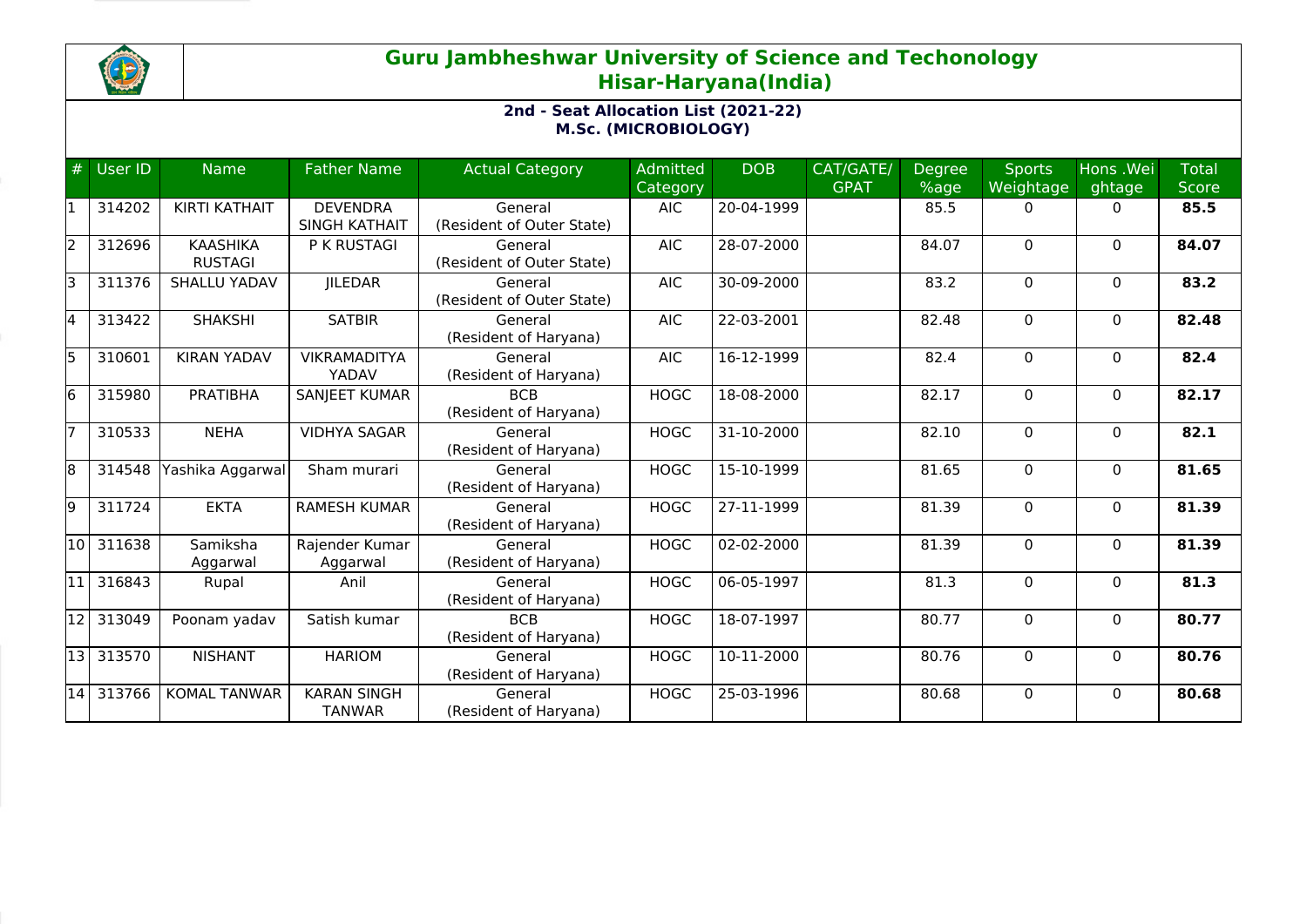# Guru Jambheshwar University of Science and Techonology
## Hisar-Haryana(India)

### 2nd - Seat Allocation List (2021-22)
### M.Sc. (MICROBIOLOGY)

| # | User ID | Name | Father Name | Actual Category | Admitted Category | DOB | CAT/GATE/ GPAT | Degree %age | Sports Weightage | Hons .Weightage | Total Score |
|---|---|---|---|---|---|---|---|---|---|---|---|
| 1 | 314202 | KIRTI KATHAIT | DEVENDRA SINGH KATHAIT | General (Resident of Outer State) | AIC | 20-04-1999 | | 85.5 | 0 | 0 | **85.5** |
| 2 | 312696 | KAASHIKA RUSTAGI | P K RUSTAGI | General (Resident of Outer State) | AIC | 28-07-2000 | | 84.07 | 0 | 0 | **84.07** |
| 3 | 311376 | SHALLU YADAV | JILEDAR | General (Resident of Outer State) | AIC | 30-09-2000 | | 83.2 | 0 | 0 | **83.2** |
| 4 | 313422 | SHAKSHI | SATBIR | General (Resident of Haryana) | AIC | 22-03-2001 | | 82.48 | 0 | 0 | **82.48** |
| 5 | 310601 | KIRAN YADAV | VIKRAMADITYA YADAV | General (Resident of Haryana) | AIC | 16-12-1999 | | 82.4 | 0 | 0 | **82.4** |
| 6 | 315980 | PRATIBHA | SANJEET KUMAR | BCB (Resident of Haryana) | HOGC | 18-08-2000 | | 82.17 | 0 | 0 | **82.17** |
| 7 | 310533 | NEHA | VIDHYA SAGAR | General (Resident of Haryana) | HOGC | 31-10-2000 | | 82.10 | 0 | 0 | **82.1** |
| 8 | 314548 | Yashika Aggarwal | Sham murari | General (Resident of Haryana) | HOGC | 15-10-1999 | | 81.65 | 0 | 0 | **81.65** |
| 9 | 311724 | EKTA | RAMESH KUMAR | General (Resident of Haryana) | HOGC | 27-11-1999 | | 81.39 | 0 | 0 | **81.39** |
| 10 | 311638 | Samiksha Aggarwal | Rajender Kumar Aggarwal | General (Resident of Haryana) | HOGC | 02-02-2000 | | 81.39 | 0 | 0 | **81.39** |
| 11 | 316843 | Rupal | Anil | General (Resident of Haryana) | HOGC | 06-05-1997 | | 81.3 | 0 | 0 | **81.3** |
| 12 | 313049 | Poonam yadav | Satish kumar | BCB (Resident of Haryana) | HOGC | 18-07-1997 | | 80.77 | 0 | 0 | **80.77** |
| 13 | 313570 | NISHANT | HARIOM | General (Resident of Haryana) | HOGC | 10-11-2000 | | 80.76 | 0 | 0 | **80.76** |
| 14 | 313766 | KOMAL TANWAR | KARAN SINGH TANWAR | General (Resident of Haryana) | HOGC | 25-03-1996 | | 80.68 | 0 | 0 | **80.68** |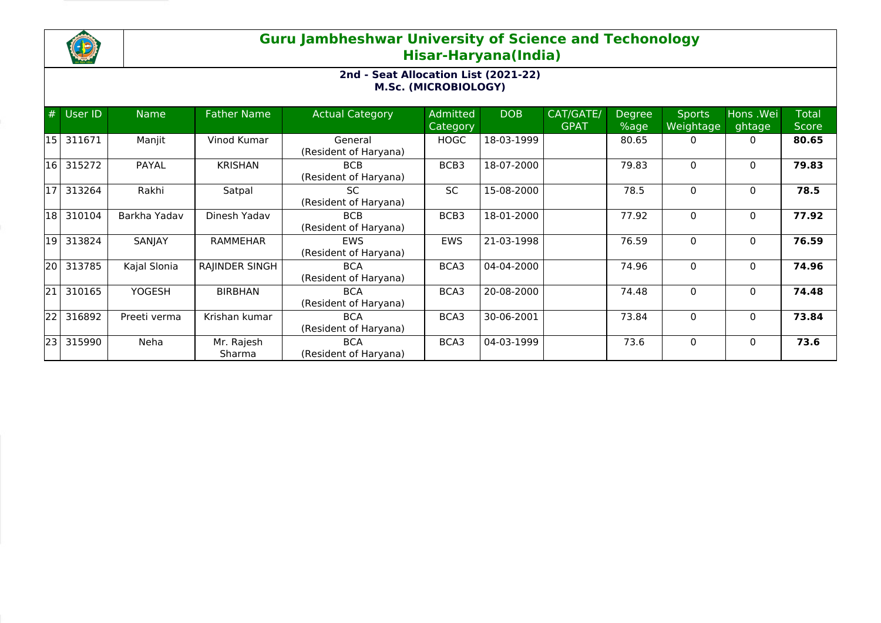# Guru Jambheshwar University of Science and Techonology
# Hisar-Haryana(India)

## 2nd - Seat Allocation List (2021-22)
## M.Sc. (MICROBIOLOGY)

| # | User ID | Name | Father Name | Actual Category | Admitted Category | DOB | CAT/GATE/GPAT | Degree %age | Sports Weightage | Hons .Weightage | Total Score |
|---|---|---|---|---|---|---|---|---|---|---|---|
| 15 | 311671 | Manjit | Vinod Kumar | General (Resident of Haryana) | HOGC | 18-03-1999 | | 80.65 | 0 | 0 | **80.65** |
| 16 | 315272 | PAYAL | KRISHAN | BCB (Resident of Haryana) | BCB3 | 18-07-2000 | | 79.83 | 0 | 0 | **79.83** |
| 17 | 313264 | Rakhi | Satpal | SC (Resident of Haryana) | SC | 15-08-2000 | | 78.5 | 0 | 0 | **78.5** |
| 18 | 310104 | Barkha Yadav | Dinesh Yadav | BCB (Resident of Haryana) | BCB3 | 18-01-2000 | | 77.92 | 0 | 0 | **77.92** |
| 19 | 313824 | SANJAY | RAMMEHAR | EWS (Resident of Haryana) | EWS | 21-03-1998 | | 76.59 | 0 | 0 | **76.59** |
| 20 | 313785 | Kajal Slonia | RAJINDER SINGH | BCA (Resident of Haryana) | BCA3 | 04-04-2000 | | 74.96 | 0 | 0 | **74.96** |
| 21 | 310165 | YOGESH | BIRBHAN | BCA (Resident of Haryana) | BCA3 | 20-08-2000 | | 74.48 | 0 | 0 | **74.48** |
| 22 | 316892 | Preeti verma | Krishan kumar | BCA (Resident of Haryana) | BCA3 | 30-06-2001 | | 73.84 | 0 | 0 | **73.84** |
| 23 | 315990 | Neha | Mr. Rajesh Sharma | BCA (Resident of Haryana) | BCA3 | 04-03-1999 | | 73.6 | 0 | 0 | **73.6** |